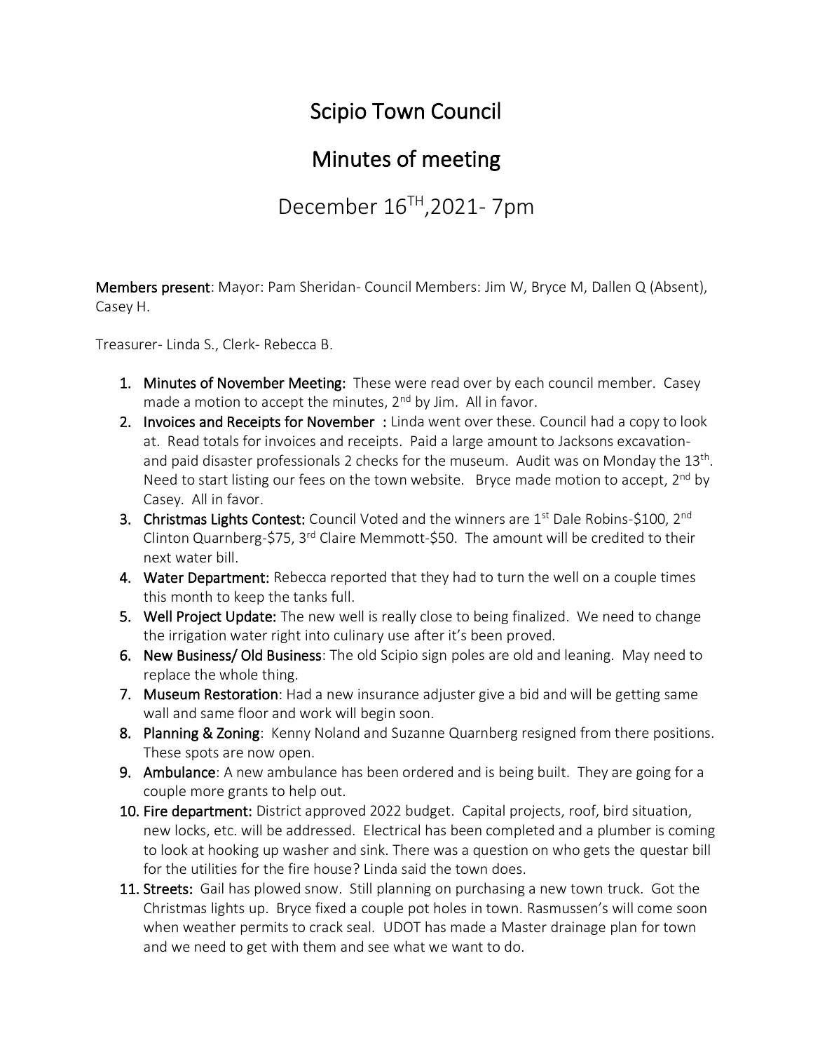# Scipio Town Council

## Minutes of meeting

### December 16TH, 2021- 7pm

**Members present**: Mayor: Pam Sheridan- Council Members: Jim W, Bryce M, Dallen Q (Absent), Casey H.

Treasurer- Linda S., Clerk- Rebecca B.

1. **Minutes of November Meeting:** These were read over by each council member. Casey made a motion to accept the minutes, 2nd by Jim. All in favor.
2. **Invoices and Receipts for November :** Linda went over these. Council had a copy to look at. Read totals for invoices and receipts. Paid a large amount to Jacksons excavation- and paid disaster professionals 2 checks for the museum. Audit was on Monday the 13th. Need to start listing our fees on the town website. Bryce made motion to accept, 2nd by Casey. All in favor.
3. **Christmas Lights Contest:** Council Voted and the winners are 1st Dale Robins-$100, 2nd Clinton Quarnberg-$75, 3rd Claire Memmott-$50. The amount will be credited to their next water bill.
4. **Water Department:** Rebecca reported that they had to turn the well on a couple times this month to keep the tanks full.
5. **Well Project Update:** The new well is really close to being finalized. We need to change the irrigation water right into culinary use after it's been proved.
6. **New Business/ Old Business**: The old Scipio sign poles are old and leaning. May need to replace the whole thing.
7. **Museum Restoration**: Had a new insurance adjuster give a bid and will be getting same wall and same floor and work will begin soon.
8. **Planning & Zoning**: Kenny Noland and Suzanne Quarnberg resigned from there positions. These spots are now open.
9. **Ambulance**: A new ambulance has been ordered and is being built. They are going for a couple more grants to help out.
10. **Fire department:** District approved 2022 budget. Capital projects, roof, bird situation, new locks, etc. will be addressed. Electrical has been completed and a plumber is coming to look at hooking up washer and sink. There was a question on who gets the questar bill for the utilities for the fire house? Linda said the town does.
11. **Streets:** Gail has plowed snow. Still planning on purchasing a new town truck. Got the Christmas lights up. Bryce fixed a couple pot holes in town. Rasmussen's will come soon when weather permits to crack seal. UDOT has made a Master drainage plan for town and we need to get with them and see what we want to do.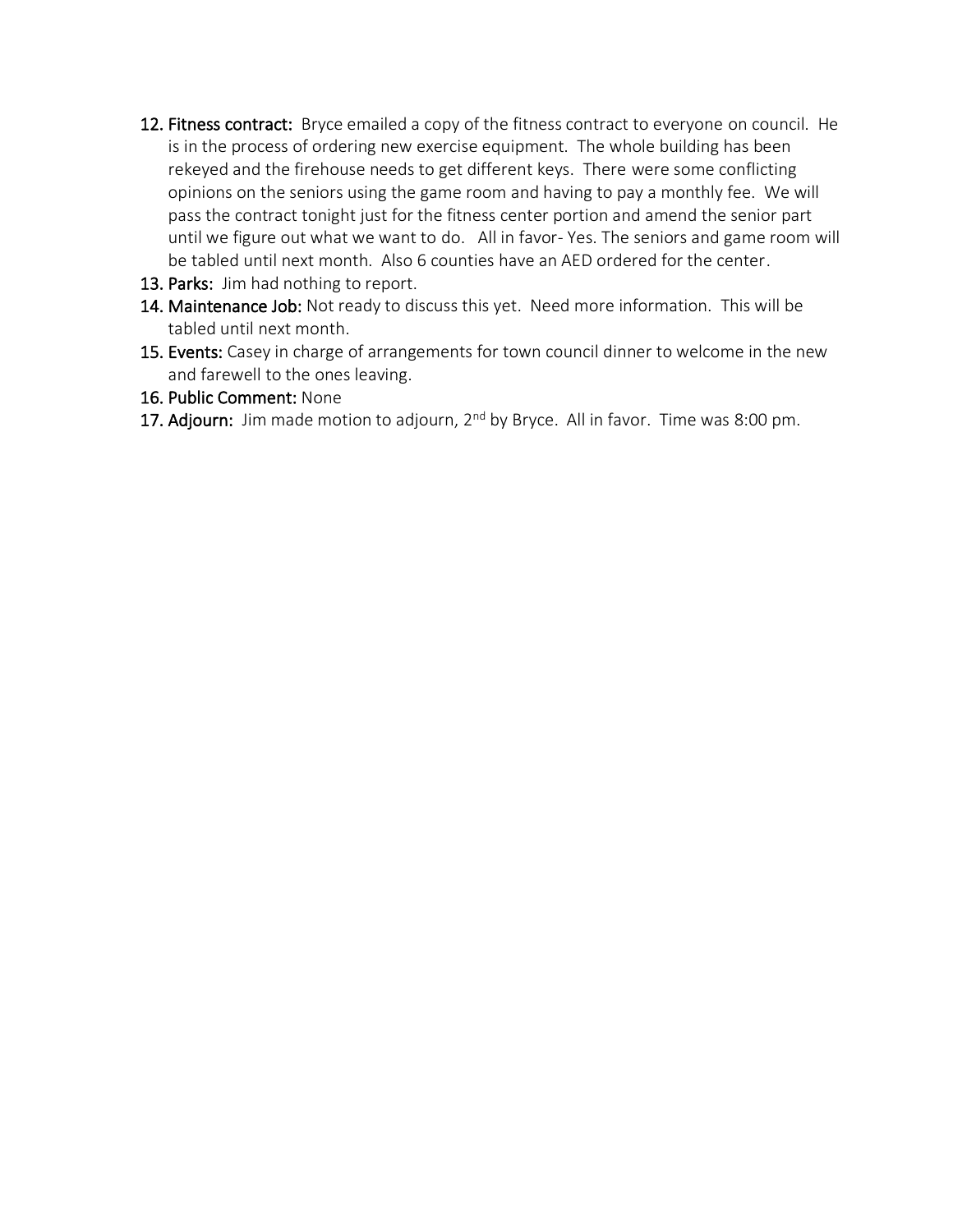12. **Fitness contract:** Bryce emailed a copy of the fitness contract to everyone on council. He is in the process of ordering new exercise equipment. The whole building has been rekeyed and the firehouse needs to get different keys. There were some conflicting opinions on the seniors using the game room and having to pay a monthly fee. We will pass the contract tonight just for the fitness center portion and amend the senior part until we figure out what we want to do. All in favor- Yes. The seniors and game room will be tabled until next month. Also 6 counties have an AED ordered for the center.
13. **Parks:** Jim had nothing to report.
14. **Maintenance Job:** Not ready to discuss this yet. Need more information. This will be tabled until next month.
15. **Events:** Casey in charge of arrangements for town council dinner to welcome in the new and farewell to the ones leaving.
16. **Public Comment:** None
17. **Adjourn:** Jim made motion to adjourn, 2nd by Bryce. All in favor. Time was 8:00 pm.